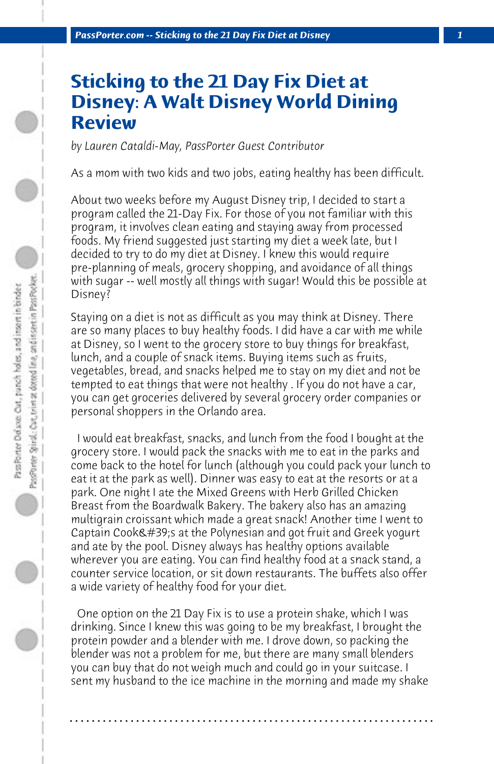# Sticking to the 21 Day Fix Diet at Disney: A Walt Disney World Dining Review

*by Lauren Cataldi-May, PassPorter Guest Contributor*

As a mom with two kids and two jobs, eating healthy has been difficult.

About two weeks before my August Disney trip, I decided to start a program called the 21-Day Fix. For those of you not familiar with this program, it involves clean eating and staying away from processed foods. My friend suggested just starting my diet a week late, but I decided to try to do my diet at Disney. I knew this would require pre-planning of meals, grocery shopping, and avoidance of all things with sugar -- well mostly all things with sugar! Would this be possible at Disney?

Staying on a diet is not as difficult as you may think at Disney. There are so many places to buy healthy foods. I did have a car with me while at Disney, so I went to the grocery store to buy things for breakfast, lunch, and a couple of snack items. Buying items such as fruits, vegetables, bread, and snacks helped me to stay on my diet and not be tempted to eat things that were not healthy . If you do not have a car, you can get groceries delivered by several grocery order companies or personal shoppers in the Orlando area.

I would eat breakfast, snacks, and lunch from the food I bought at the grocery store. I would pack the snacks with me to eat in the parks and come back to the hotel for lunch (although you could pack your lunch to eat it at the park as well). Dinner was easy to eat at the resorts or at a park. One night I ate the Mixed Greens with Herb Grilled Chicken Breast from the Boardwalk Bakery. The bakery also has an amazing multigrain croissant which made a great snack! Another time I went to Captain Cook&#39;s at the Polynesian and got fruit and Greek yogurt and ate by the pool. Disney always has healthy options available wherever you are eating. You can find healthy food at a snack stand, a counter service location, or sit down restaurants. The buffets also offer a wide variety of healthy food for your diet.

One option on the 21 Day Fix is to use a protein shake, which I was drinking. Since I knew this was going to be my breakfast, I brought the protein powder and a blender with me. I drove down, so packing the blender was not a problem for me, but there are many small blenders you can buy that do not weigh much and could go in your suitcase. I sent my husband to the ice machine in the morning and made my shake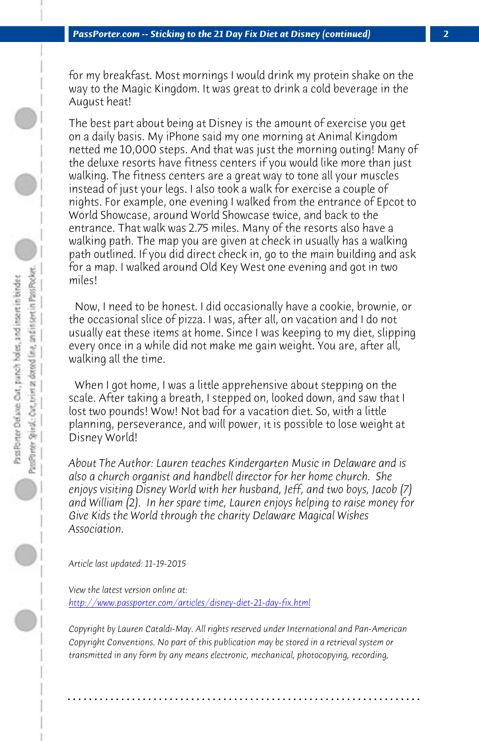for my breakfast. Most mornings I would drink my protein shake on the way to the Magic Kingdom. It was great to drink a cold beverage in the August heat!

The best part about being at Disney is the amount of exercise you get on a daily basis. My iPhone said my one morning at Animal Kingdom netted me 10,000 steps. And that was just the morning outing! Many of the deluxe resorts have fitness centers if you would like more than just walking. The fitness centers are a great way to tone all your muscles instead of just your legs. I also took a walk for exercise a couple of nights. For example, one evening I walked from the entrance of Epcot to World Showcase, around World Showcase twice, and back to the entrance. That walk was 2.75 miles. Many of the resorts also have a walking path. The map you are given at check in usually has a walking path outlined. If you did direct check in, go to the main building and ask for a map. I walked around Old Key West one evening and got in two miles!

Now, I need to be honest. I did occasionally have a cookie, brownie, or the occasional slice of pizza. I was, after all, on vacation and I do not usually eat these items at home. Since I was keeping to my diet, slipping every once in a while did not make me gain weight. You are, after all, walking all the time.

When I got home, I was a little apprehensive about stepping on the scale. After taking a breath, I stepped on, looked down, and saw that I lost two pounds! Wow! Not bad for a vacation diet. So, with a little planning, perseverance, and will power, it is possible to lose weight at Disney World!

*About The Author: Lauren teaches Kindergarten Music in Delaware and is also a church organist and handbell director for her home church. She enjoys visiting Disney World with her husband, Jeff, and two boys, Jacob (7) and William (2). In her spare time, Lauren enjoys helping to raise money for Give Kids the World through the charity Delaware Magical Wishes Association.*

*Article last updated: 11-19-2015*

*View the latest version online at:*
[http://www.passporter.com/articles/disney-diet-21-day-fix.html](http://www.passporter.com/articles/disney-diet-21-day-fix.html)

*Copyright by Lauren Cataldi-May. All rights reserved under International and Pan-American Copyright Conventions. No part of this publication may be stored in a retrieval system or transmitted in any form by any means electronic, mechanical, photocopying, recording,*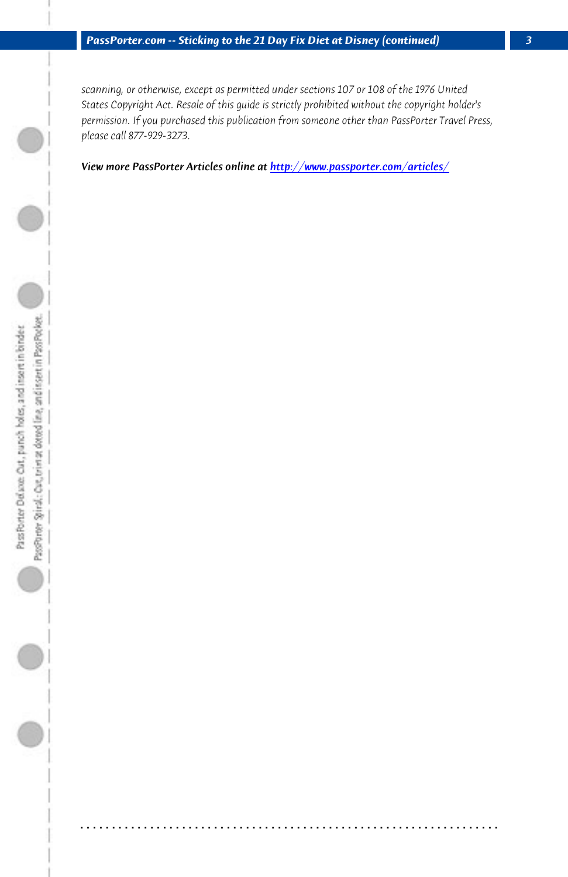*scanning, or otherwise, except as permitted under sections 107 or 108 of the 1976 United States Copyright Act. Resale of this guide is strictly prohibited without the copyright holder's permission. If you purchased this publication from someone other than PassPorter Travel Press, please call 877-929-3273.*

***View more PassPorter Articles online at [http://www.passporter.com/articles/](http://www.passporter.com/articles/)***